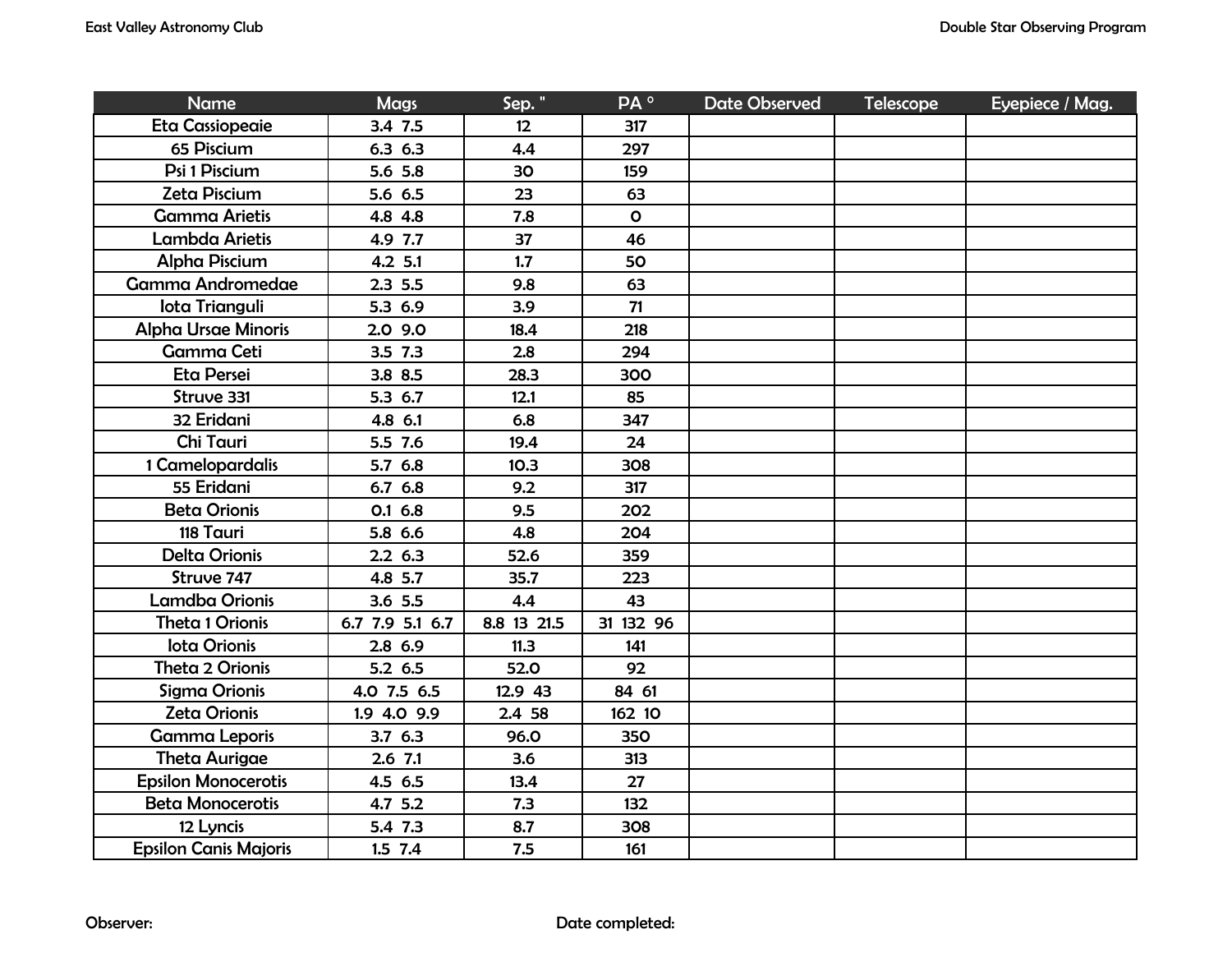| Name | Mags | Sep. " | PA ° | Date Observed | Telescope | Eyepiece / Mag. |
|---|---|---|---|---|---|---|
| Eta Cassiopeaie | 3.4 7.5 | 12 | 317 | | | |
| 65 Piscium | 6.3 6.3 | 4.4 | 297 | | | |
| Psi 1 Piscium | 5.6 5.8 | 30 | 159 | | | |
| Zeta Piscium | 5.6 6.5 | 23 | 63 | | | |
| Gamma Arietis | 4.8 4.8 | 7.8 | 0 | | | |
| Lambda Arietis | 4.9 7.7 | 37 | 46 | | | |
| Alpha Piscium | 4.2 5.1 | 1.7 | 50 | | | |
| Gamma Andromedae | 2.3 5.5 | 9.8 | 63 | | | |
| Iota Trianguli | 5.3 6.9 | 3.9 | 71 | | | |
| Alpha Ursae Minoris | 2.0 9.0 | 18.4 | 218 | | | |
| Gamma Ceti | 3.5 7.3 | 2.8 | 294 | | | |
| Eta Persei | 3.8 8.5 | 28.3 | 300 | | | |
| Struve 331 | 5.3 6.7 | 12.1 | 85 | | | |
| 32 Eridani | 4.8 6.1 | 6.8 | 347 | | | |
| Chi Tauri | 5.5 7.6 | 19.4 | 24 | | | |
| 1 Camelopardalis | 5.7 6.8 | 10.3 | 308 | | | |
| 55 Eridani | 6.7 6.8 | 9.2 | 317 | | | |
| Beta Orionis | 0.1 6.8 | 9.5 | 202 | | | |
| 118 Tauri | 5.8 6.6 | 4.8 | 204 | | | |
| Delta Orionis | 2.2 6.3 | 52.6 | 359 | | | |
| Struve 747 | 4.8 5.7 | 35.7 | 223 | | | |
| Lamdba Orionis | 3.6 5.5 | 4.4 | 43 | | | |
| Theta 1 Orionis | 6.7 7.9 5.1 6.7 | 8.8 13 21.5 | 31 132 96 | | | |
| Iota Orionis | 2.8 6.9 | 11.3 | 141 | | | |
| Theta 2 Orionis | 5.2 6.5 | 52.0 | 92 | | | |
| Sigma Orionis | 4.0 7.5 6.5 | 12.9 43 | 84 61 | | | |
| Zeta Orionis | 1.9 4.0 9.9 | 2.4 58 | 162 10 | | | |
| Gamma Leporis | 3.7 6.3 | 96.0 | 350 | | | |
| Theta Aurigae | 2.6 7.1 | 3.6 | 313 | | | |
| Epsilon Monocerotis | 4.5 6.5 | 13.4 | 27 | | | |
| Beta Monocerotis | 4.7 5.2 | 7.3 | 132 | | | |
| 12 Lyncis | 5.4 7.3 | 8.7 | 308 | | | |
| Epsilon Canis Majoris | 1.5 7.4 | 7.5 | 161 | | | |

Observer: Date completed: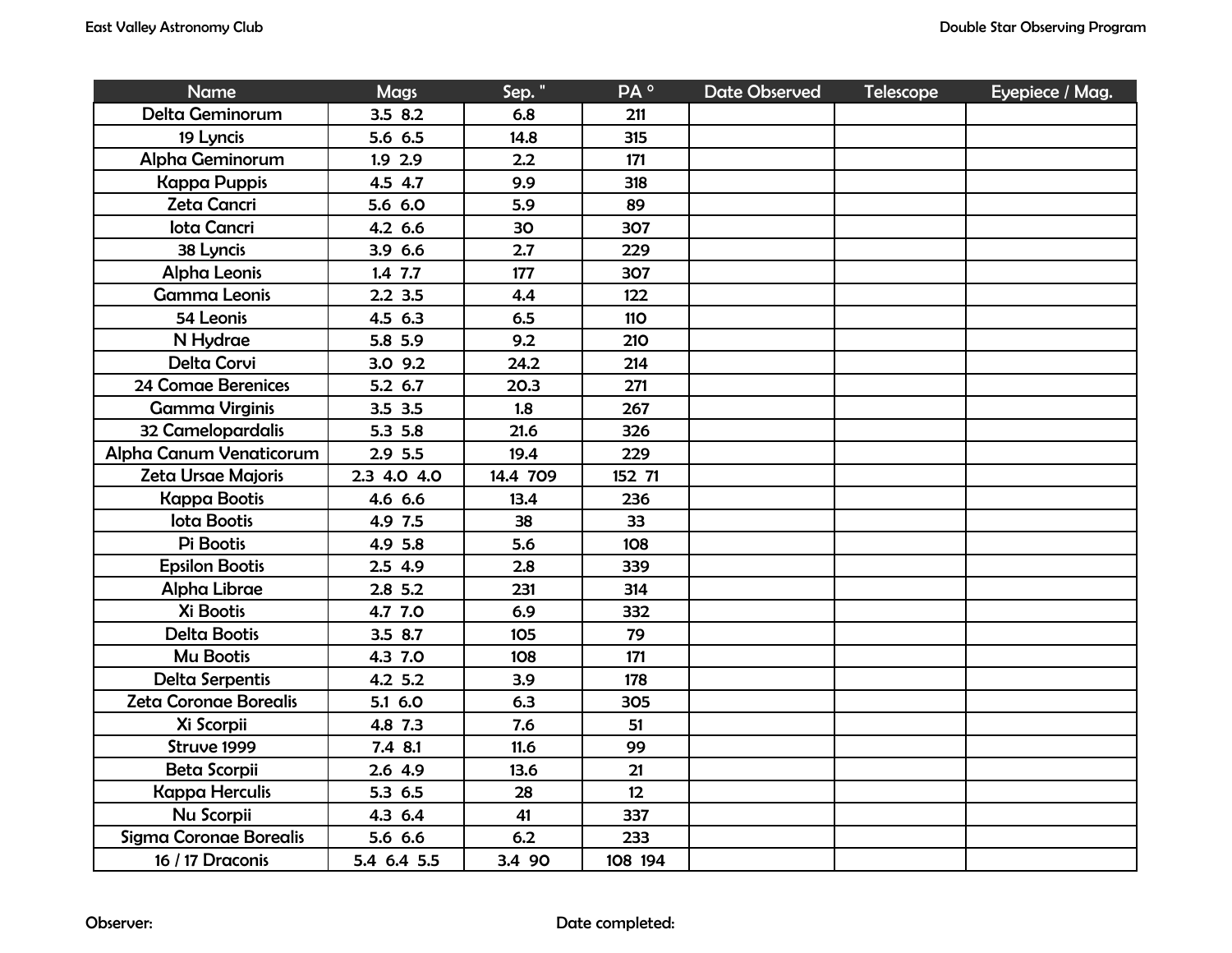| Name | Mags | Sep. " | PA ° | Date Observed | Telescope | Eyepiece / Mag. |
|---|---|---|---|---|---|---|
| Delta Geminorum | 3.5 8.2 | 6.8 | 211 | | | |
| 19 Lyncis | 5.6 6.5 | 14.8 | 315 | | | |
| Alpha Geminorum | 1.9 2.9 | 2.2 | 171 | | | |
| Kappa Puppis | 4.5 4.7 | 9.9 | 318 | | | |
| Zeta Cancri | 5.6 6.0 | 5.9 | 89 | | | |
| Iota Cancri | 4.2 6.6 | 30 | 307 | | | |
| 38 Lyncis | 3.9 6.6 | 2.7 | 229 | | | |
| Alpha Leonis | 1.4 7.7 | 177 | 307 | | | |
| Gamma Leonis | 2.2 3.5 | 4.4 | 122 | | | |
| 54 Leonis | 4.5 6.3 | 6.5 | 110 | | | |
| N Hydrae | 5.8 5.9 | 9.2 | 210 | | | |
| Delta Corvi | 3.0 9.2 | 24.2 | 214 | | | |
| 24 Comae Berenices | 5.2 6.7 | 20.3 | 271 | | | |
| Gamma Virginis | 3.5 3.5 | 1.8 | 267 | | | |
| 32 Camelopardalis | 5.3 5.8 | 21.6 | 326 | | | |
| Alpha Canum Venaticorum | 2.9 5.5 | 19.4 | 229 | | | |
| Zeta Ursae Majoris | 2.3 4.0 4.0 | 14.4 709 | 152 71 | | | |
| Kappa Bootis | 4.6 6.6 | 13.4 | 236 | | | |
| Iota Bootis | 4.9 7.5 | 38 | 33 | | | |
| Pi Bootis | 4.9 5.8 | 5.6 | 108 | | | |
| Epsilon Bootis | 2.5 4.9 | 2.8 | 339 | | | |
| Alpha Librae | 2.8 5.2 | 231 | 314 | | | |
| Xi Bootis | 4.7 7.0 | 6.9 | 332 | | | |
| Delta Bootis | 3.5 8.7 | 105 | 79 | | | |
| Mu Bootis | 4.3 7.0 | 108 | 171 | | | |
| Delta Serpentis | 4.2 5.2 | 3.9 | 178 | | | |
| Zeta Coronae Borealis | 5.1 6.0 | 6.3 | 305 | | | |
| Xi Scorpii | 4.8 7.3 | 7.6 | 51 | | | |
| Struve 1999 | 7.4 8.1 | 11.6 | 99 | | | |
| Beta Scorpii | 2.6 4.9 | 13.6 | 21 | | | |
| Kappa Herculis | 5.3 6.5 | 28 | 12 | | | |
| Nu Scorpii | 4.3 6.4 | 41 | 337 | | | |
| Sigma Coronae Borealis | 5.6 6.6 | 6.2 | 233 | | | |
| 16 / 17 Draconis | 5.4 6.4 5.5 | 3.4 90 | 108 194 | | | |

Observer:

Date completed: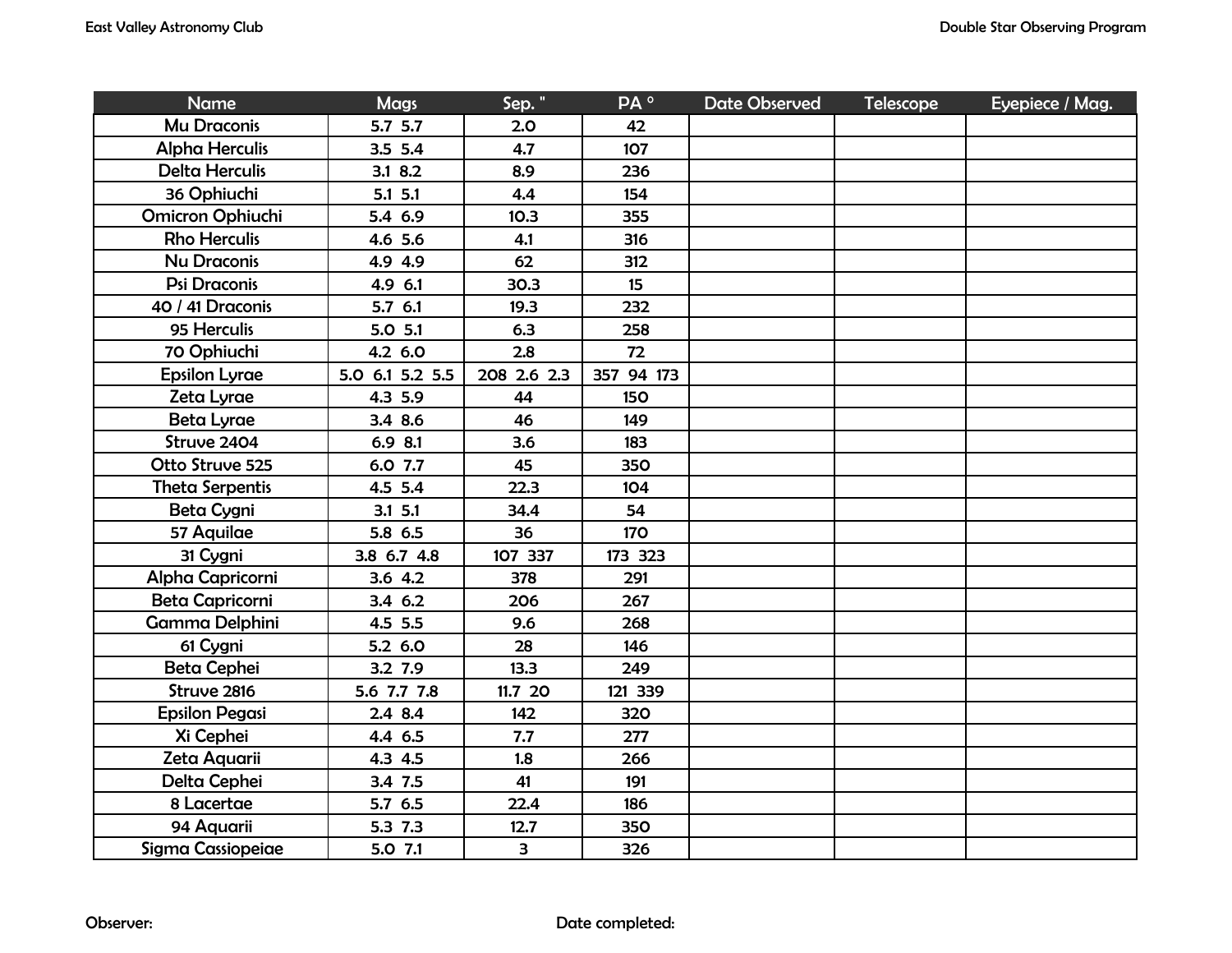| Name | Mags | Sep. " | PA ° | Date Observed | Telescope | Eyepiece / Mag. |
|---|---|---|---|---|---|---|
| Mu Draconis | 5.7 5.7 | 2.0 | 42 | | | |
| Alpha Herculis | 3.5 5.4 | 4.7 | 107 | | | |
| Delta Herculis | 3.1 8.2 | 8.9 | 236 | | | |
| 36 Ophiuchi | 5.1 5.1 | 4.4 | 154 | | | |
| Omicron Ophiuchi | 5.4 6.9 | 10.3 | 355 | | | |
| Rho Herculis | 4.6 5.6 | 4.1 | 316 | | | |
| Nu Draconis | 4.9 4.9 | 62 | 312 | | | |
| Psi Draconis | 4.9 6.1 | 30.3 | 15 | | | |
| 40 / 41 Draconis | 5.7 6.1 | 19.3 | 232 | | | |
| 95 Herculis | 5.0 5.1 | 6.3 | 258 | | | |
| 70 Ophiuchi | 4.2 6.0 | 2.8 | 72 | | | |
| Epsilon Lyrae | 5.0 6.1 5.2 5.5 | 208 2.6 2.3 | 357 94 173 | | | |
| Zeta Lyrae | 4.3 5.9 | 44 | 150 | | | |
| Beta Lyrae | 3.4 8.6 | 46 | 149 | | | |
| Struve 2404 | 6.9 8.1 | 3.6 | 183 | | | |
| Otto Struve 525 | 6.0 7.7 | 45 | 350 | | | |
| Theta Serpentis | 4.5 5.4 | 22.3 | 104 | | | |
| Beta Cygni | 3.1 5.1 | 34.4 | 54 | | | |
| 57 Aquilae | 5.8 6.5 | 36 | 170 | | | |
| 31 Cygni | 3.8 6.7 4.8 | 107 337 | 173 323 | | | |
| Alpha Capricorni | 3.6 4.2 | 378 | 291 | | | |
| Beta Capricorni | 3.4 6.2 | 206 | 267 | | | |
| Gamma Delphini | 4.5 5.5 | 9.6 | 268 | | | |
| 61 Cygni | 5.2 6.0 | 28 | 146 | | | |
| Beta Cephei | 3.2 7.9 | 13.3 | 249 | | | |
| Struve 2816 | 5.6 7.7 7.8 | 11.7 20 | 121 339 | | | |
| Epsilon Pegasi | 2.4 8.4 | 142 | 320 | | | |
| Xi Cephei | 4.4 6.5 | 7.7 | 277 | | | |
| Zeta Aquarii | 4.3 4.5 | 1.8 | 266 | | | |
| Delta Cephei | 3.4 7.5 | 41 | 191 | | | |
| 8 Lacertae | 5.7 6.5 | 22.4 | 186 | | | |
| 94 Aquarii | 5.3 7.3 | 12.7 | 350 | | | |
| Sigma Cassiopeiae | 5.0 7.1 | 3 | 326 | | | |

Observer:

Date completed: